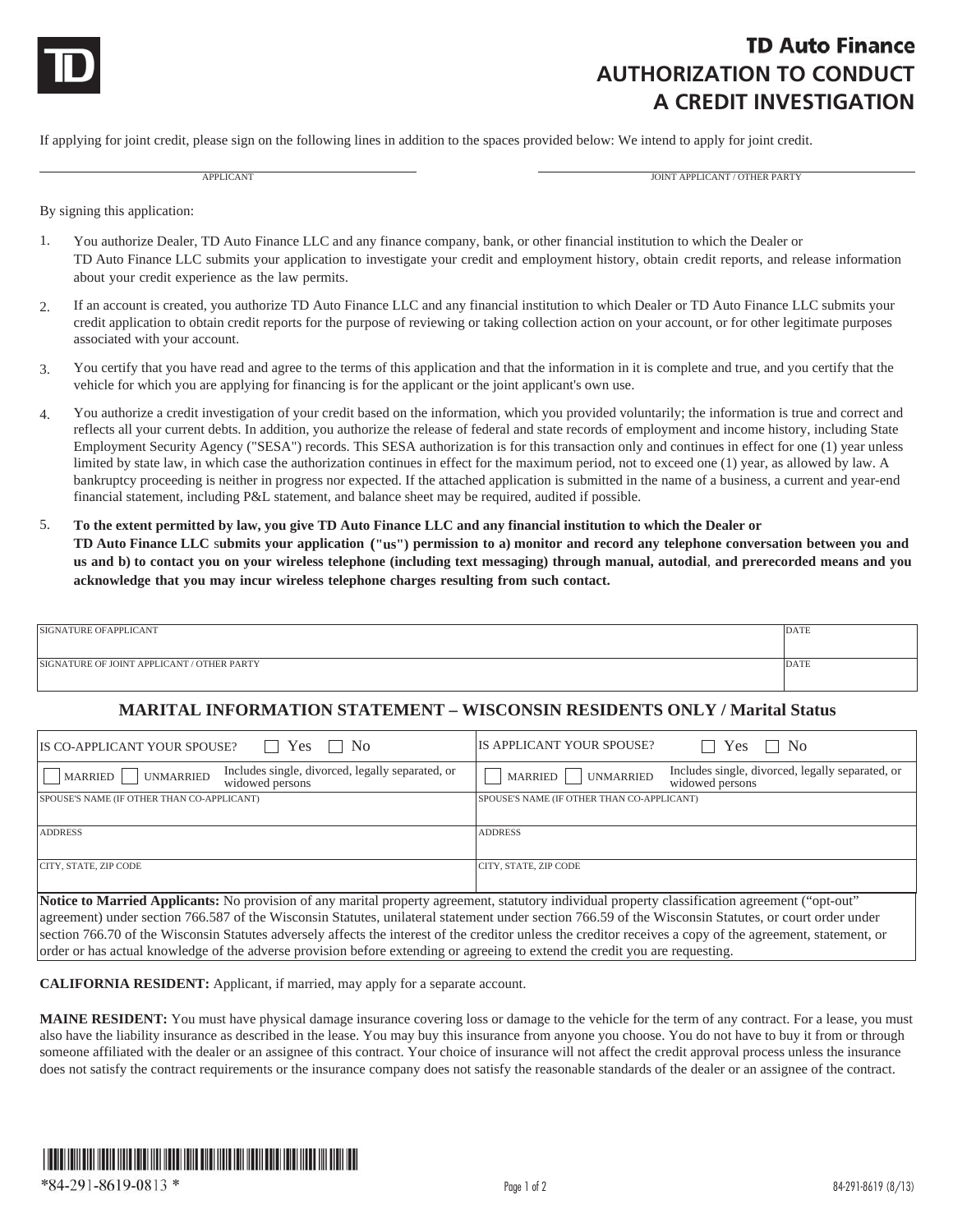# TD Auto Finance
# AUTHORIZATION TO CONDUCT A CREDIT INVESTIGATION

If applying for joint credit, please sign on the following lines in addition to the spaces provided below: We intend to apply for joint credit.

| APPLICANT | JOINT APPLICANT / OTHER PARTY |
|---|---|
| | |

By signing this application:

1. You authorize Dealer, TD Auto Finance LLC and any finance company, bank, or other financial institution to which the Dealer or TD Auto Finance LLC submits your application to investigate your credit and employment history, obtain credit reports, and release information about your credit experience as the law permits.
2. If an account is created, you authorize TD Auto Finance LLC and any financial institution to which Dealer or TD Auto Finance LLC submits your credit application to obtain credit reports for the purpose of reviewing or taking collection action on your account, or for other legitimate purposes associated with your account.
3. You certify that you have read and agree to the terms of this application and that the information in it is complete and true, and you certify that the vehicle for which you are applying for financing is for the applicant or the joint applicant's own use.
4. You authorize a credit investigation of your credit based on the information, which you provided voluntarily; the information is true and correct and reflects all your current debts. In addition, you authorize the release of federal and state records of employment and income history, including State Employment Security Agency ("SESA") records. This SESA authorization is for this transaction only and continues in effect for one (1) year unless limited by state law, in which case the authorization continues in effect for the maximum period, not to exceed one (1) year, as allowed by law. A bankruptcy proceeding is neither in progress nor expected. If the attached application is submitted in the name of a business, a current and year-end financial statement, including P&L statement, and balance sheet may be required, audited if possible.
5. **To the extent permitted by law, you give TD Auto Finance LLC and any financial institution to which the Dealer or TD Auto Finance LLC submits your application ("us") permission to a) monitor and record any telephone conversation between you and us and b) to contact you on your wireless telephone (including text messaging) through manual, autodial, and prerecorded means and you acknowledge that you may incur wireless telephone charges resulting from such contact.**

| SIGNATURE OFAPPLICANT | DATE |
|---|---|
| SIGNATURE OF JOINT APPLICANT / OTHER PARTY | DATE |

## MARITAL INFORMATION STATEMENT – WISCONSIN RESIDENTS ONLY / Marital Status

| IS CO-APPLICANT YOUR SPOUSE? ☐ Yes ☐ No | IS APPLICANT YOUR SPOUSE? ☐ Yes ☐ No |
|---|---|
| ☐ MARRIED ☐ UNMARRIED Includes single, divorced, legally separated, or widowed persons | ☐ MARRIED ☐ UNMARRIED Includes single, divorced, legally separated, or widowed persons |
| SPOUSE'S NAME (IF OTHER THAN CO-APPLICANT) | SPOUSE'S NAME (IF OTHER THAN CO-APPLICANT) |
| ADDRESS | ADDRESS |
| CITY, STATE, ZIP CODE | CITY, STATE, ZIP CODE |

**Notice to Married Applicants:** No provision of any marital property agreement, statutory individual property classification agreement ("opt-out" agreement) under section 766.587 of the Wisconsin Statutes, unilateral statement under section 766.59 of the Wisconsin Statutes, or court order under section 766.70 of the Wisconsin Statutes adversely affects the interest of the creditor unless the creditor receives a copy of the agreement, statement, or order or has actual knowledge of the adverse provision before extending or agreeing to extend the credit you are requesting.

**CALIFORNIA RESIDENT:** Applicant, if married, may apply for a separate account.

**MAINE RESIDENT:** You must have physical damage insurance covering loss or damage to the vehicle for the term of any contract. For a lease, you must also have the liability insurance as described in the lease. You may buy this insurance from anyone you choose. You do not have to buy it from or through someone affiliated with the dealer or an assignee of this contract. Your choice of insurance will not affect the credit approval process unless the insurance does not satisfy the contract requirements or the insurance company does not satisfy the reasonable standards of the dealer or an assignee of the contract.

*84-291-8619-0813 *

84-291-8619 (8/13)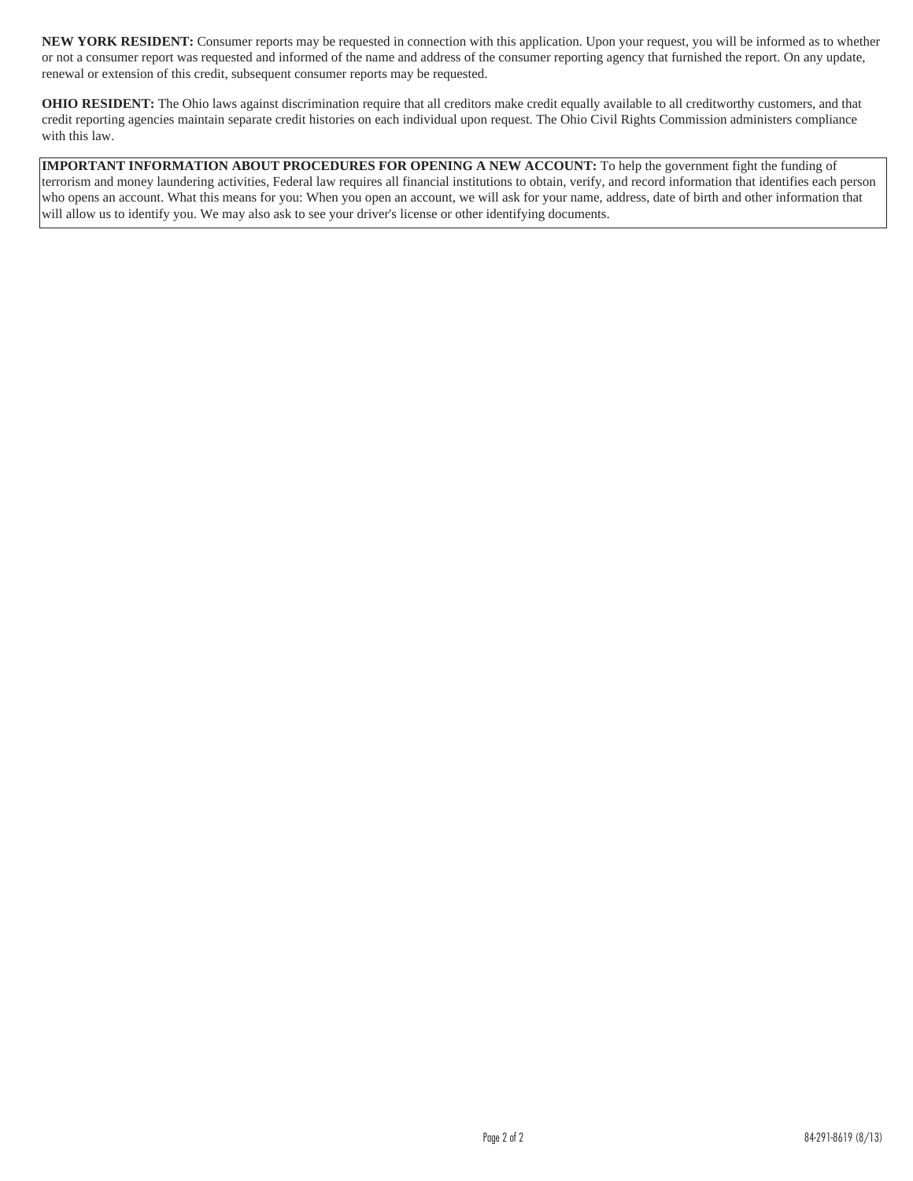**NEW YORK RESIDENT:** Consumer reports may be requested in connection with this application. Upon your request, you will be informed as to whether or not a consumer report was requested and informed of the name and address of the consumer reporting agency that furnished the report. On any update, renewal or extension of this credit, subsequent consumer reports may be requested.

**OHIO RESIDENT:** The Ohio laws against discrimination require that all creditors make credit equally available to all creditworthy customers, and that credit reporting agencies maintain separate credit histories on each individual upon request. The Ohio Civil Rights Commission administers compliance with this law.

**IMPORTANT INFORMATION ABOUT PROCEDURES FOR OPENING A NEW ACCOUNT:** To help the government fight the funding of terrorism and money laundering activities, Federal law requires all financial institutions to obtain, verify, and record information that identifies each person who opens an account. What this means for you: When you open an account, we will ask for your name, address, date of birth and other information that will allow us to identify you. We may also ask to see your driver's license or other identifying documents.

84-291-8619 (8/13)